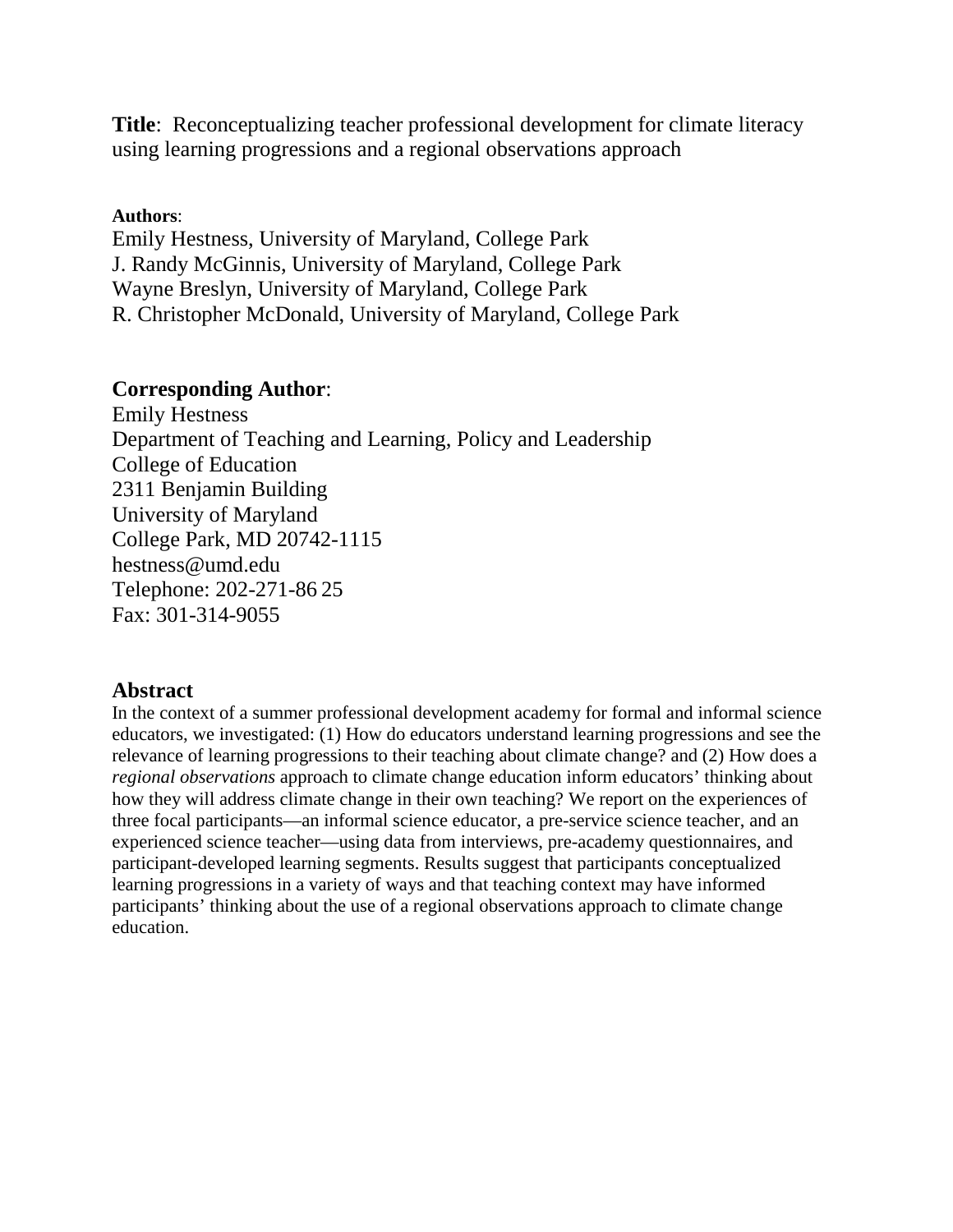**Title**: Reconceptualizing teacher professional development for climate literacy using learning progressions and a regional observations approach

**Authors**:

Emily Hestness, University of Maryland, College Park
J. Randy McGinnis, University of Maryland, College Park
Wayne Breslyn, University of Maryland, College Park
R. Christopher McDonald, University of Maryland, College Park

**Corresponding Author**:

Emily Hestness
Department of Teaching and Learning, Policy and Leadership
College of Education
2311 Benjamin Building
University of Maryland
College Park, MD 20742-1115
hestness@umd.edu
Telephone: 202-271-86 25
Fax: 301-314-9055

## Abstract

In the context of a summer professional development academy for formal and informal science educators, we investigated: (1) How do educators understand learning progressions and see the relevance of learning progressions to their teaching about climate change? and (2) How does a *regional observations* approach to climate change education inform educators' thinking about how they will address climate change in their own teaching? We report on the experiences of three focal participants—an informal science educator, a pre-service science teacher, and an experienced science teacher—using data from interviews, pre-academy questionnaires, and participant-developed learning segments. Results suggest that participants conceptualized learning progressions in a variety of ways and that teaching context may have informed participants' thinking about the use of a regional observations approach to climate change education.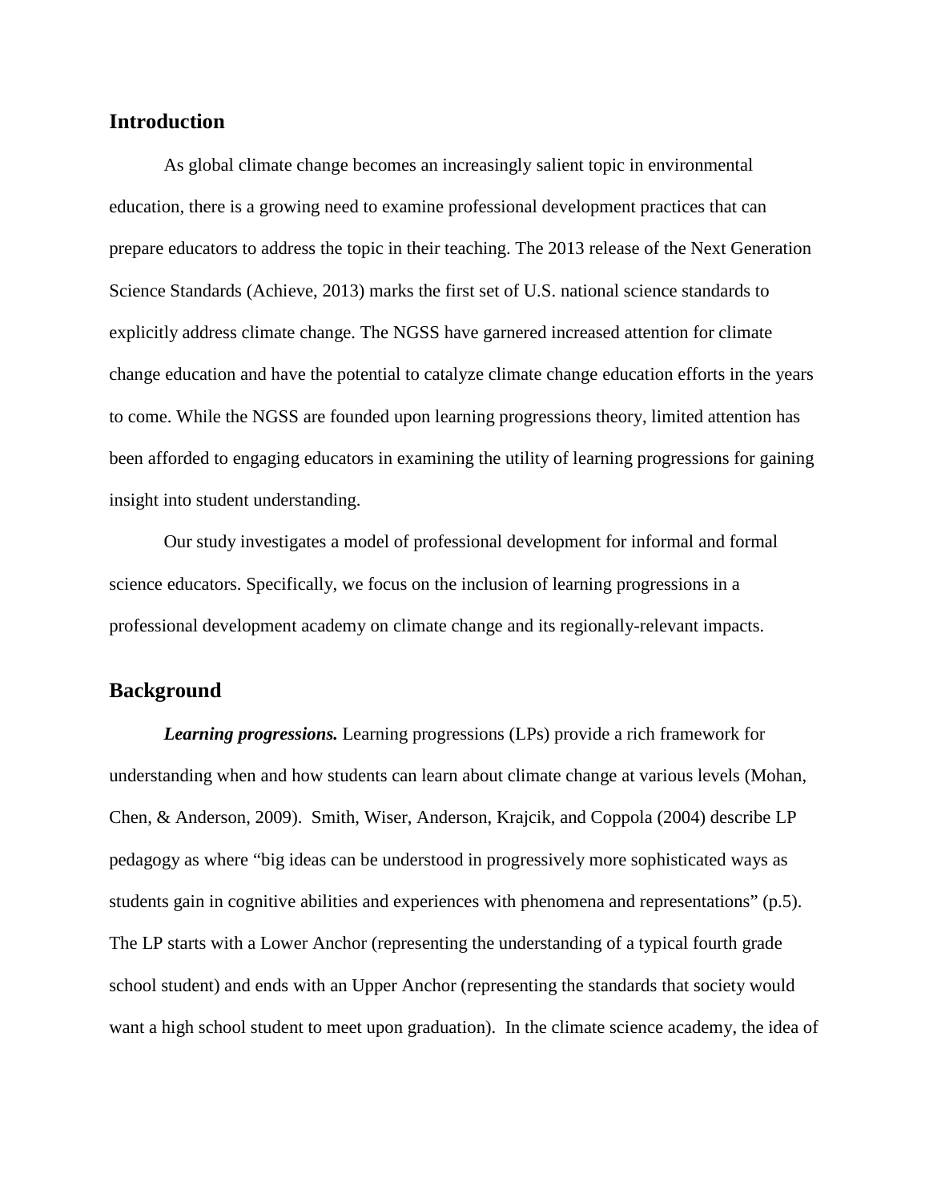## Introduction

As global climate change becomes an increasingly salient topic in environmental education, there is a growing need to examine professional development practices that can prepare educators to address the topic in their teaching. The 2013 release of the Next Generation Science Standards (Achieve, 2013) marks the first set of U.S. national science standards to explicitly address climate change. The NGSS have garnered increased attention for climate change education and have the potential to catalyze climate change education efforts in the years to come. While the NGSS are founded upon learning progressions theory, limited attention has been afforded to engaging educators in examining the utility of learning progressions for gaining insight into student understanding.

Our study investigates a model of professional development for informal and formal science educators. Specifically, we focus on the inclusion of learning progressions in a professional development academy on climate change and its regionally-relevant impacts.

## Background

***Learning progressions.*** Learning progressions (LPs) provide a rich framework for understanding when and how students can learn about climate change at various levels (Mohan, Chen, & Anderson, 2009). Smith, Wiser, Anderson, Krajcik, and Coppola (2004) describe LP pedagogy as where "big ideas can be understood in progressively more sophisticated ways as students gain in cognitive abilities and experiences with phenomena and representations" (p.5). The LP starts with a Lower Anchor (representing the understanding of a typical fourth grade school student) and ends with an Upper Anchor (representing the standards that society would want a high school student to meet upon graduation). In the climate science academy, the idea of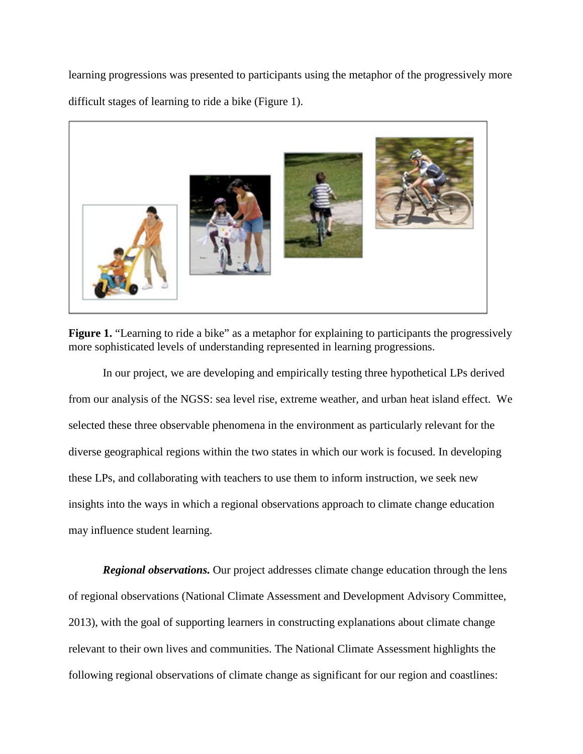learning progressions was presented to participants using the metaphor of the progressively more difficult stages of learning to ride a bike (Figure 1).

**Figure 1.** "Learning to ride a bike" as a metaphor for explaining to participants the progressively more sophisticated levels of understanding represented in learning progressions.

In our project, we are developing and empirically testing three hypothetical LPs derived from our analysis of the NGSS: sea level rise, extreme weather, and urban heat island effect. We selected these three observable phenomena in the environment as particularly relevant for the diverse geographical regions within the two states in which our work is focused. In developing these LPs, and collaborating with teachers to use them to inform instruction, we seek new insights into the ways in which a regional observations approach to climate change education may influence student learning.

***Regional observations.*** Our project addresses climate change education through the lens of regional observations (National Climate Assessment and Development Advisory Committee, 2013), with the goal of supporting learners in constructing explanations about climate change relevant to their own lives and communities. The National Climate Assessment highlights the following regional observations of climate change as significant for our region and coastlines: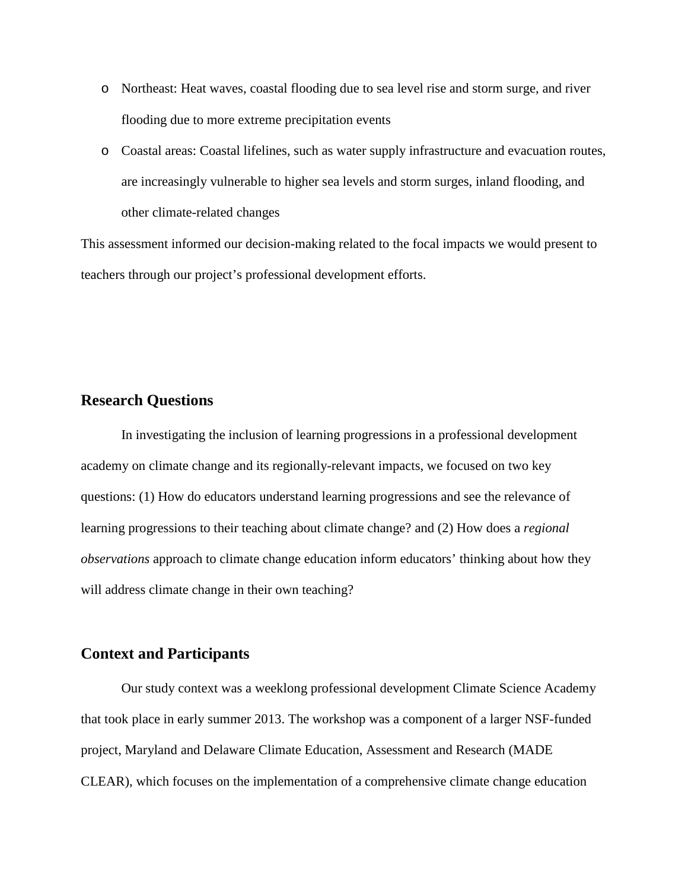- Northeast: Heat waves, coastal flooding due to sea level rise and storm surge, and river flooding due to more extreme precipitation events
- Coastal areas: Coastal lifelines, such as water supply infrastructure and evacuation routes, are increasingly vulnerable to higher sea levels and storm surges, inland flooding, and other climate-related changes

This assessment informed our decision-making related to the focal impacts we would present to teachers through our project's professional development efforts.

## Research Questions

In investigating the inclusion of learning progressions in a professional development academy on climate change and its regionally-relevant impacts, we focused on two key questions: (1) How do educators understand learning progressions and see the relevance of learning progressions to their teaching about climate change? and (2) How does a *regional observations* approach to climate change education inform educators' thinking about how they will address climate change in their own teaching?

## Context and Participants

Our study context was a weeklong professional development Climate Science Academy that took place in early summer 2013. The workshop was a component of a larger NSF-funded project, Maryland and Delaware Climate Education, Assessment and Research (MADE CLEAR), which focuses on the implementation of a comprehensive climate change education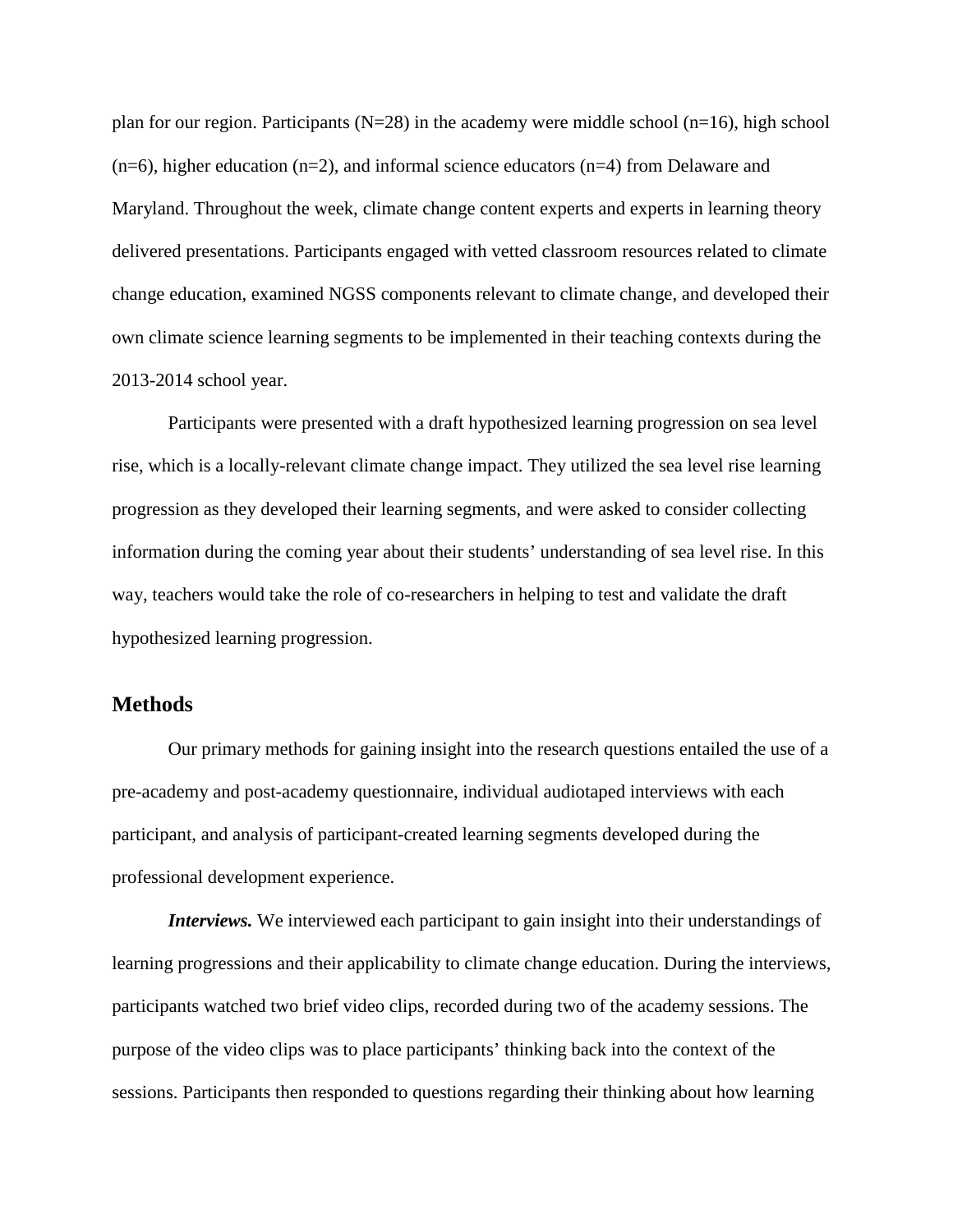plan for our region. Participants (N=28) in the academy were middle school (n=16), high school (n=6), higher education (n=2), and informal science educators (n=4) from Delaware and Maryland. Throughout the week, climate change content experts and experts in learning theory delivered presentations. Participants engaged with vetted classroom resources related to climate change education, examined NGSS components relevant to climate change, and developed their own climate science learning segments to be implemented in their teaching contexts during the 2013-2014 school year.

Participants were presented with a draft hypothesized learning progression on sea level rise, which is a locally-relevant climate change impact. They utilized the sea level rise learning progression as they developed their learning segments, and were asked to consider collecting information during the coming year about their students' understanding of sea level rise. In this way, teachers would take the role of co-researchers in helping to test and validate the draft hypothesized learning progression.

## Methods

Our primary methods for gaining insight into the research questions entailed the use of a pre-academy and post-academy questionnaire, individual audiotaped interviews with each participant, and analysis of participant-created learning segments developed during the professional development experience.

***Interviews.*** We interviewed each participant to gain insight into their understandings of learning progressions and their applicability to climate change education. During the interviews, participants watched two brief video clips, recorded during two of the academy sessions. The purpose of the video clips was to place participants' thinking back into the context of the sessions. Participants then responded to questions regarding their thinking about how learning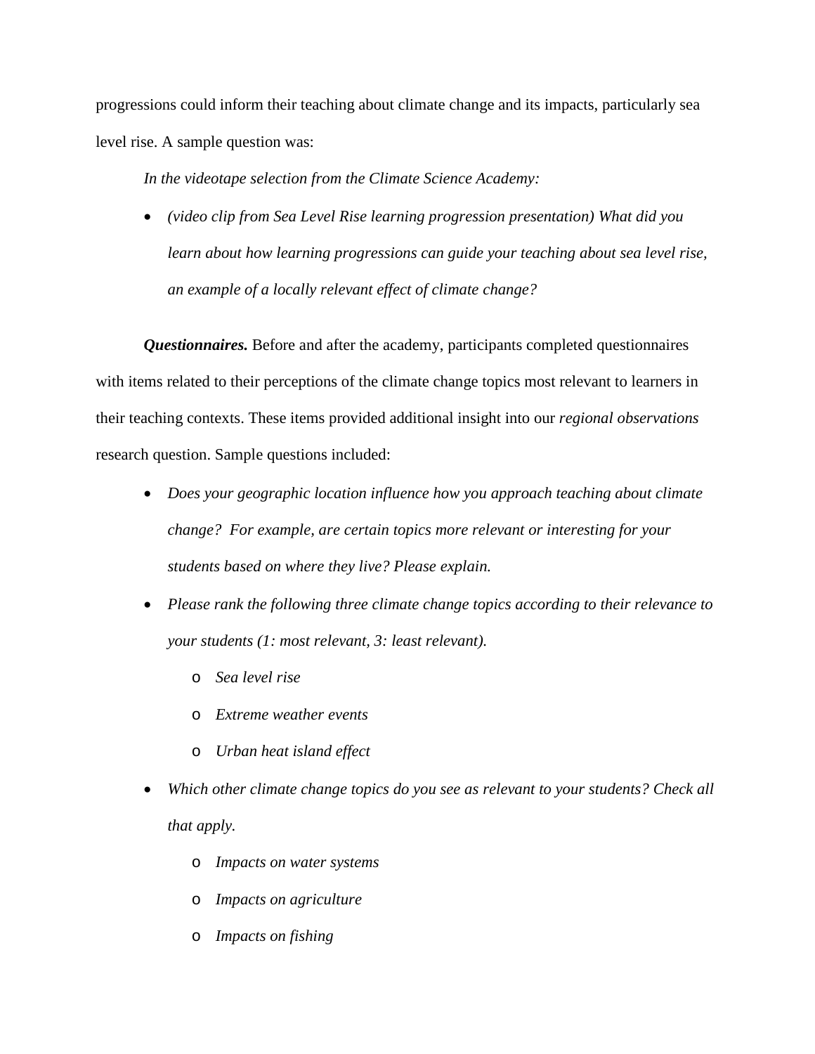progressions could inform their teaching about climate change and its impacts, particularly sea level rise. A sample question was:

*In the videotape selection from the Climate Science Academy:*

- *(video clip from Sea Level Rise learning progression presentation) What did you learn about how learning progressions can guide your teaching about sea level rise, an example of a locally relevant effect of climate change?*

***Questionnaires.*** Before and after the academy, participants completed questionnaires with items related to their perceptions of the climate change topics most relevant to learners in their teaching contexts. These items provided additional insight into our *regional observations* research question. Sample questions included:

- *Does your geographic location influence how you approach teaching about climate change? For example, are certain topics more relevant or interesting for your students based on where they live? Please explain.*
- *Please rank the following three climate change topics according to their relevance to your students (1: most relevant, 3: least relevant).*
  - *Sea level rise*
  - *Extreme weather events*
  - *Urban heat island effect*
- *Which other climate change topics do you see as relevant to your students? Check all that apply.*
  - *Impacts on water systems*
  - *Impacts on agriculture*
  - *Impacts on fishing*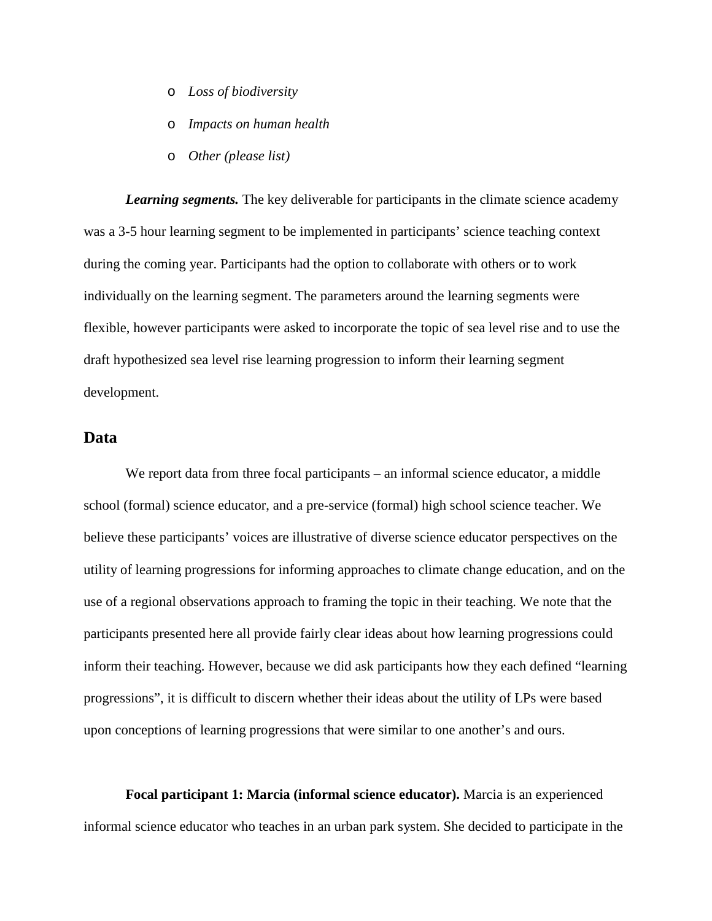- *Loss of biodiversity*
- *Impacts on human health*
- *Other (please list)*

***Learning segments.*** The key deliverable for participants in the climate science academy was a 3-5 hour learning segment to be implemented in participants' science teaching context during the coming year. Participants had the option to collaborate with others or to work individually on the learning segment. The parameters around the learning segments were flexible, however participants were asked to incorporate the topic of sea level rise and to use the draft hypothesized sea level rise learning progression to inform their learning segment development.

## Data

We report data from three focal participants – an informal science educator, a middle school (formal) science educator, and a pre-service (formal) high school science teacher. We believe these participants' voices are illustrative of diverse science educator perspectives on the utility of learning progressions for informing approaches to climate change education, and on the use of a regional observations approach to framing the topic in their teaching. We note that the participants presented here all provide fairly clear ideas about how learning progressions could inform their teaching. However, because we did ask participants how they each defined "learning progressions", it is difficult to discern whether their ideas about the utility of LPs were based upon conceptions of learning progressions that were similar to one another's and ours.

**Focal participant 1: Marcia (informal science educator).** Marcia is an experienced informal science educator who teaches in an urban park system. She decided to participate in the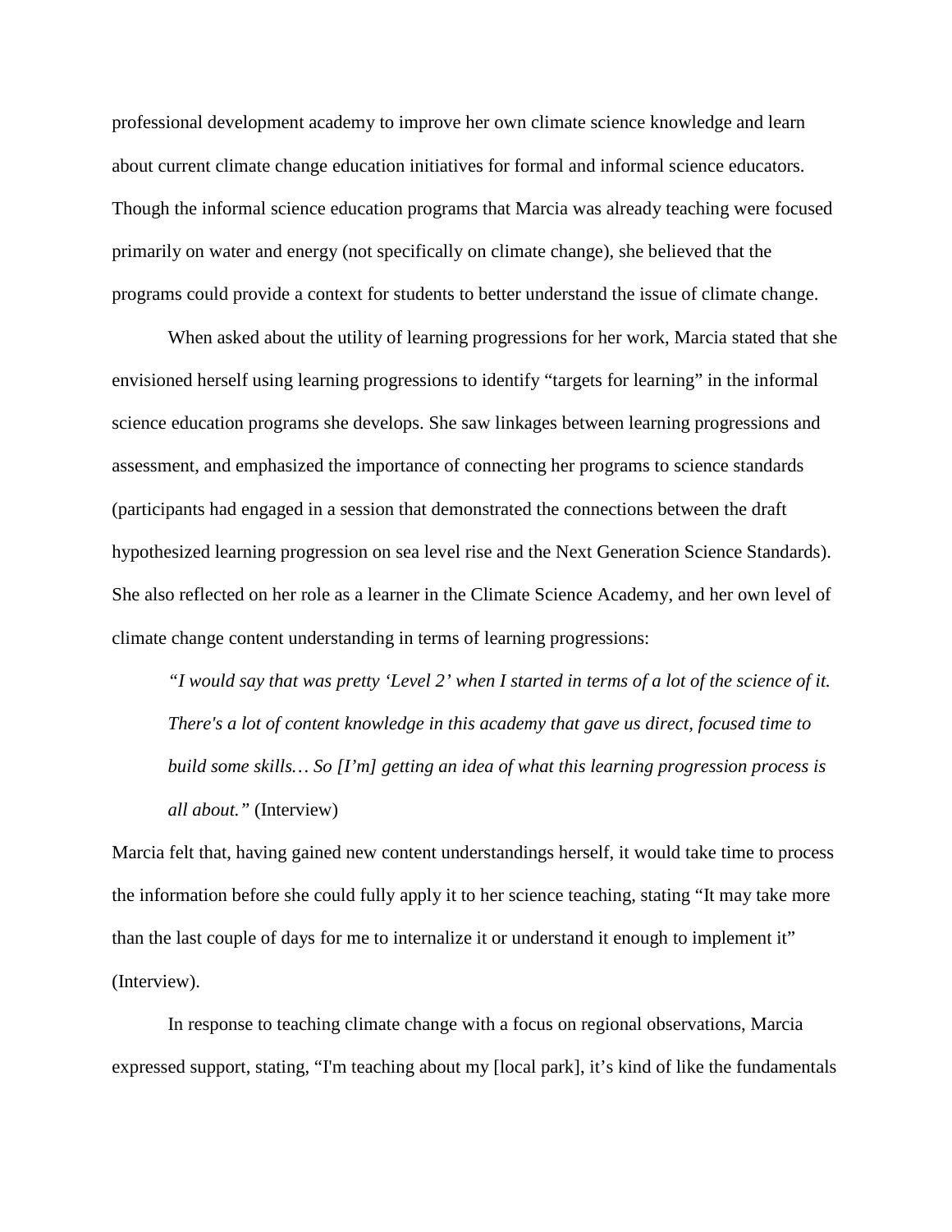professional development academy to improve her own climate science knowledge and learn about current climate change education initiatives for formal and informal science educators. Though the informal science education programs that Marcia was already teaching were focused primarily on water and energy (not specifically on climate change), she believed that the programs could provide a context for students to better understand the issue of climate change.

When asked about the utility of learning progressions for her work, Marcia stated that she envisioned herself using learning progressions to identify "targets for learning" in the informal science education programs she develops. She saw linkages between learning progressions and assessment, and emphasized the importance of connecting her programs to science standards (participants had engaged in a session that demonstrated the connections between the draft hypothesized learning progression on sea level rise and the Next Generation Science Standards). She also reflected on her role as a learner in the Climate Science Academy, and her own level of climate change content understanding in terms of learning progressions:

> *"I would say that was pretty 'Level 2' when I started in terms of a lot of the science of it. There's a lot of content knowledge in this academy that gave us direct, focused time to build some skills… So [I'm] getting an idea of what this learning progression process is all about."* (Interview)

Marcia felt that, having gained new content understandings herself, it would take time to process the information before she could fully apply it to her science teaching, stating "It may take more than the last couple of days for me to internalize it or understand it enough to implement it" (Interview).

In response to teaching climate change with a focus on regional observations, Marcia expressed support, stating, "I'm teaching about my [local park], it's kind of like the fundamentals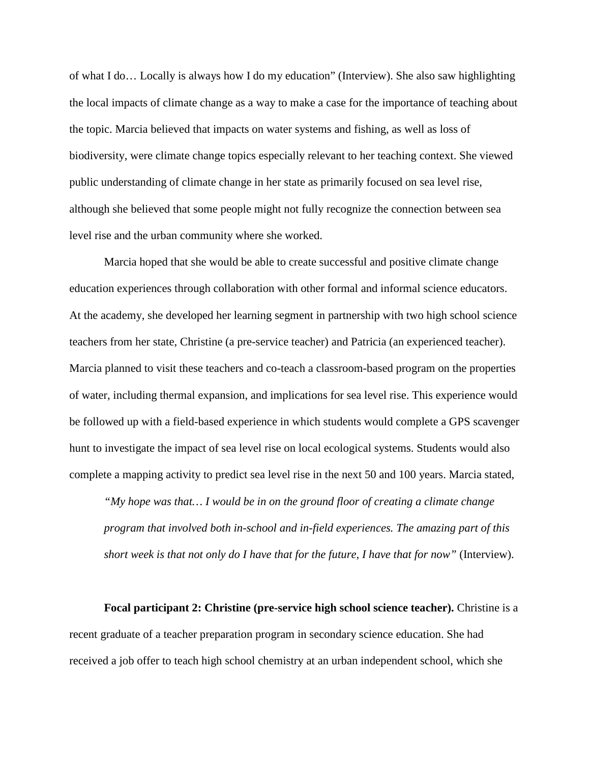of what I do… Locally is always how I do my education" (Interview). She also saw highlighting the local impacts of climate change as a way to make a case for the importance of teaching about the topic. Marcia believed that impacts on water systems and fishing, as well as loss of biodiversity, were climate change topics especially relevant to her teaching context. She viewed public understanding of climate change in her state as primarily focused on sea level rise, although she believed that some people might not fully recognize the connection between sea level rise and the urban community where she worked.

Marcia hoped that she would be able to create successful and positive climate change education experiences through collaboration with other formal and informal science educators. At the academy, she developed her learning segment in partnership with two high school science teachers from her state, Christine (a pre-service teacher) and Patricia (an experienced teacher). Marcia planned to visit these teachers and co-teach a classroom-based program on the properties of water, including thermal expansion, and implications for sea level rise. This experience would be followed up with a field-based experience in which students would complete a GPS scavenger hunt to investigate the impact of sea level rise on local ecological systems. Students would also complete a mapping activity to predict sea level rise in the next 50 and 100 years. Marcia stated,

> *"My hope was that… I would be in on the ground floor of creating a climate change program that involved both in-school and in-field experiences. The amazing part of this short week is that not only do I have that for the future, I have that for now"* (Interview).

**Focal participant 2: Christine (pre-service high school science teacher).** Christine is a recent graduate of a teacher preparation program in secondary science education. She had received a job offer to teach high school chemistry at an urban independent school, which she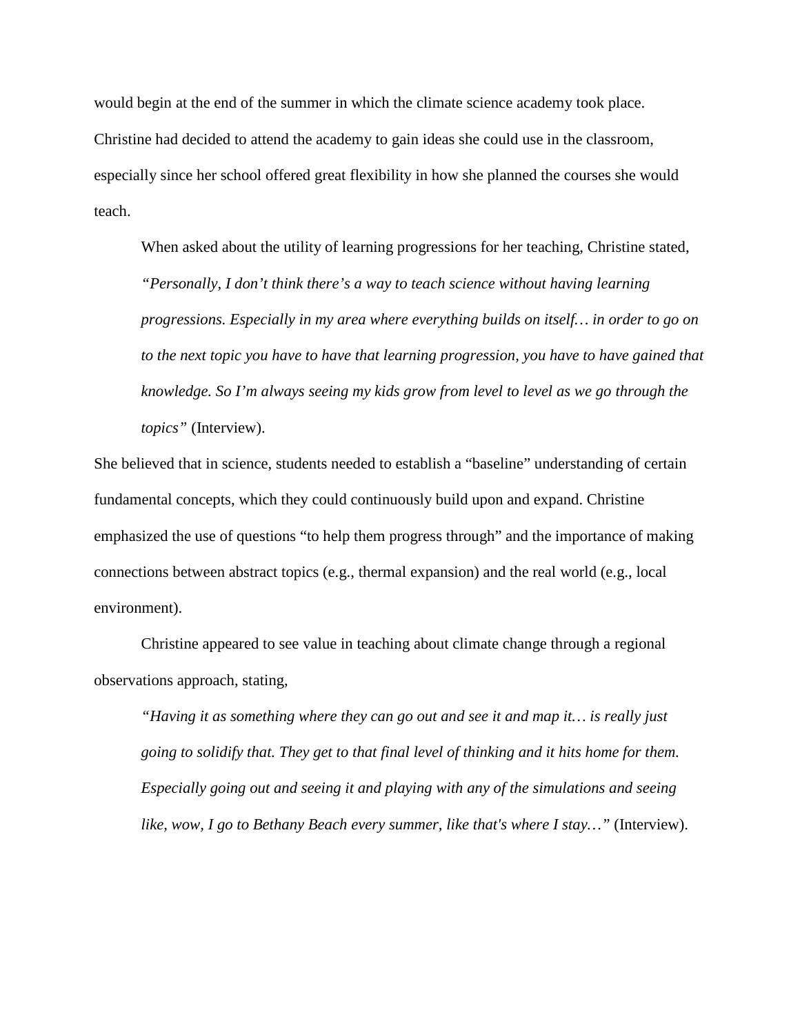would begin at the end of the summer in which the climate science academy took place. Christine had decided to attend the academy to gain ideas she could use in the classroom, especially since her school offered great flexibility in how she planned the courses she would teach.

> When asked about the utility of learning progressions for her teaching, Christine stated, *"Personally, I don't think there's a way to teach science without having learning progressions. Especially in my area where everything builds on itself… in order to go on to the next topic you have to have that learning progression, you have to have gained that knowledge. So I'm always seeing my kids grow from level to level as we go through the topics"* (Interview).

She believed that in science, students needed to establish a "baseline" understanding of certain fundamental concepts, which they could continuously build upon and expand. Christine emphasized the use of questions "to help them progress through" and the importance of making connections between abstract topics (e.g., thermal expansion) and the real world (e.g., local environment).

Christine appeared to see value in teaching about climate change through a regional observations approach, stating,

> *"Having it as something where they can go out and see it and map it… is really just going to solidify that. They get to that final level of thinking and it hits home for them. Especially going out and seeing it and playing with any of the simulations and seeing like, wow, I go to Bethany Beach every summer, like that's where I stay…"* (Interview).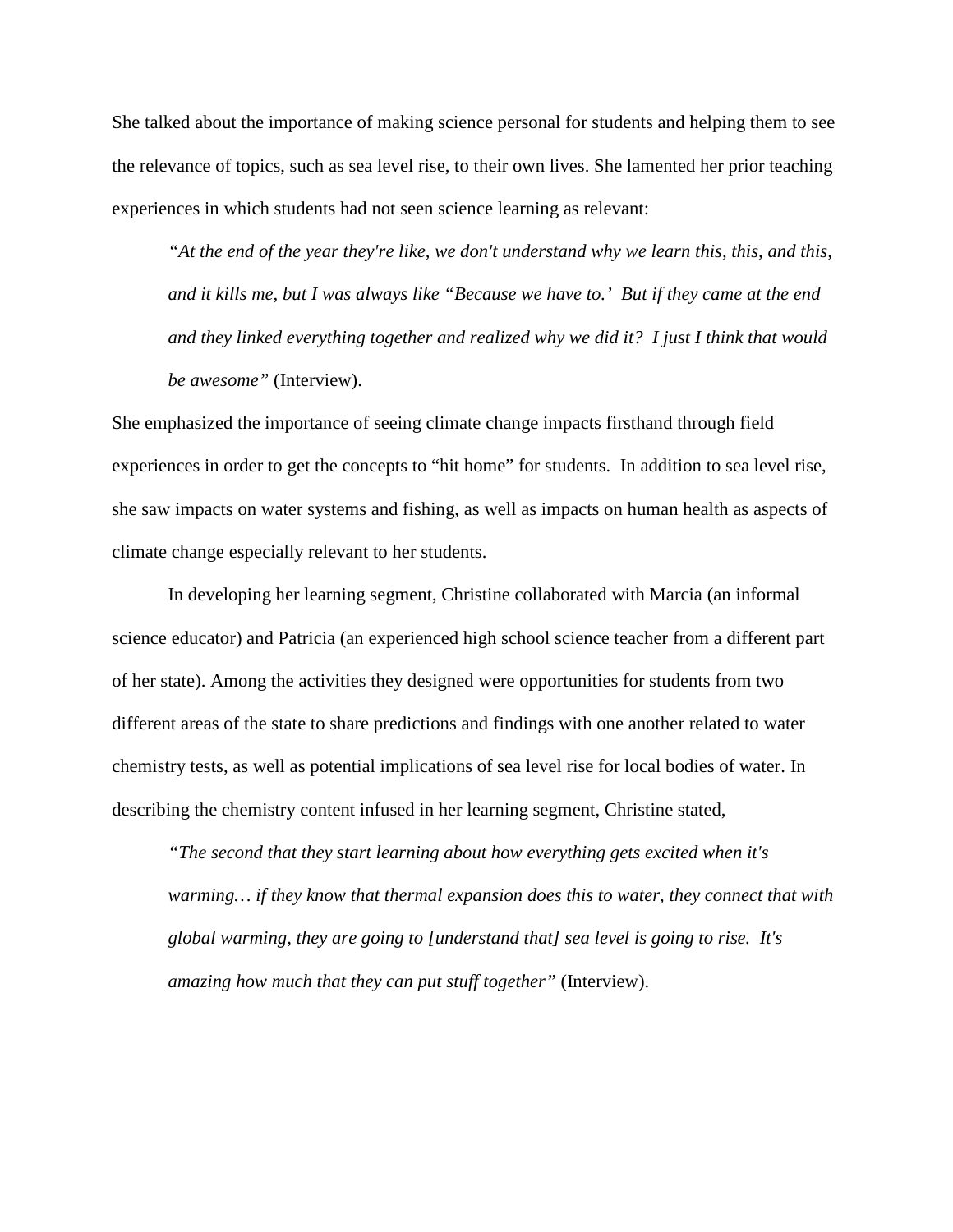She talked about the importance of making science personal for students and helping them to see the relevance of topics, such as sea level rise, to their own lives. She lamented her prior teaching experiences in which students had not seen science learning as relevant:

> *"At the end of the year they're like, we don't understand why we learn this, this, and this, and it kills me, but I was always like "Because we have to.' But if they came at the end and they linked everything together and realized why we did it? I just I think that would be awesome"* (Interview).

She emphasized the importance of seeing climate change impacts firsthand through field experiences in order to get the concepts to "hit home" for students. In addition to sea level rise, she saw impacts on water systems and fishing, as well as impacts on human health as aspects of climate change especially relevant to her students.

In developing her learning segment, Christine collaborated with Marcia (an informal science educator) and Patricia (an experienced high school science teacher from a different part of her state). Among the activities they designed were opportunities for students from two different areas of the state to share predictions and findings with one another related to water chemistry tests, as well as potential implications of sea level rise for local bodies of water. In describing the chemistry content infused in her learning segment, Christine stated,

> *"The second that they start learning about how everything gets excited when it's warming… if they know that thermal expansion does this to water, they connect that with global warming, they are going to [understand that] sea level is going to rise. It's amazing how much that they can put stuff together"* (Interview).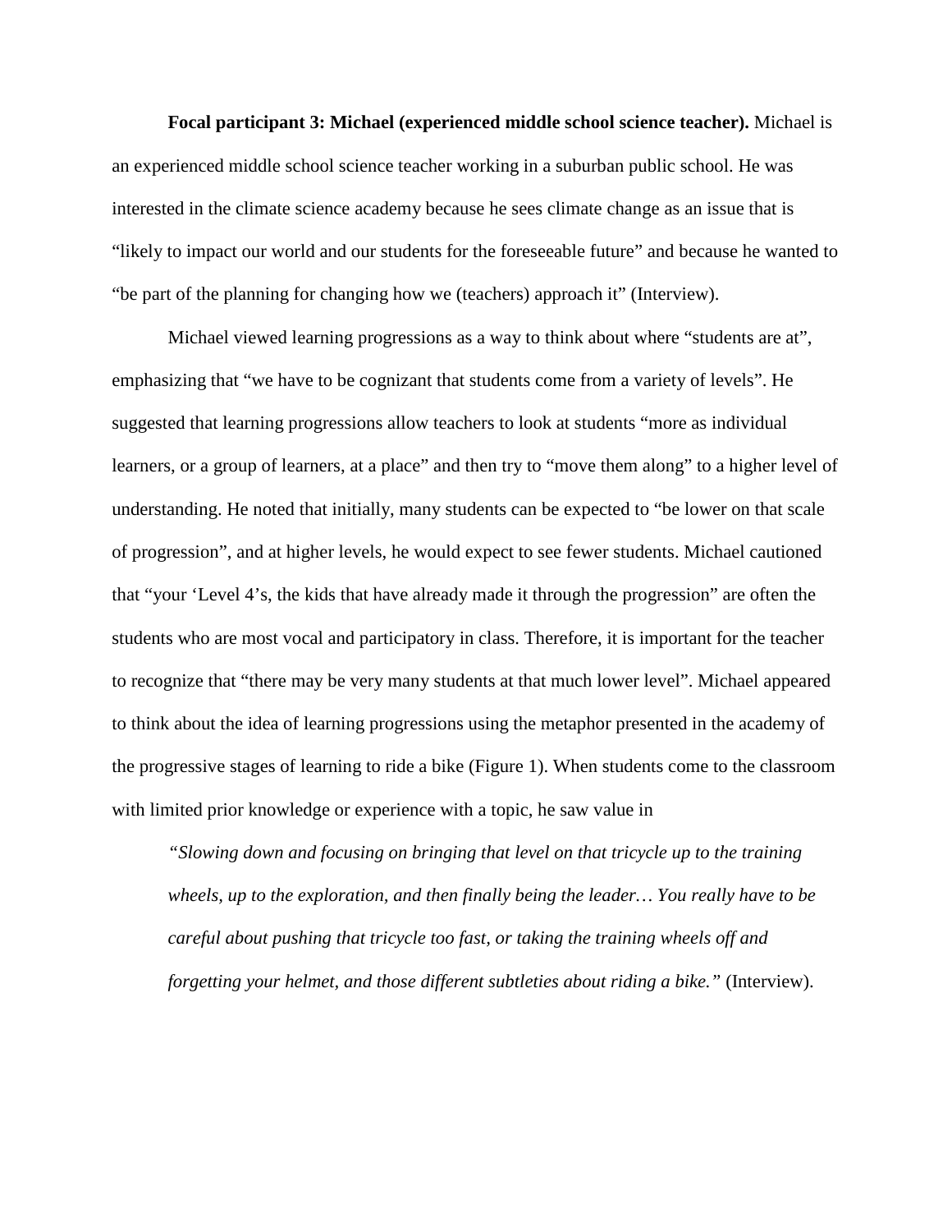**Focal participant 3: Michael (experienced middle school science teacher).** Michael is an experienced middle school science teacher working in a suburban public school. He was interested in the climate science academy because he sees climate change as an issue that is "likely to impact our world and our students for the foreseeable future" and because he wanted to "be part of the planning for changing how we (teachers) approach it" (Interview).

Michael viewed learning progressions as a way to think about where "students are at", emphasizing that "we have to be cognizant that students come from a variety of levels". He suggested that learning progressions allow teachers to look at students "more as individual learners, or a group of learners, at a place" and then try to "move them along" to a higher level of understanding. He noted that initially, many students can be expected to "be lower on that scale of progression", and at higher levels, he would expect to see fewer students. Michael cautioned that "your 'Level 4's, the kids that have already made it through the progression" are often the students who are most vocal and participatory in class. Therefore, it is important for the teacher to recognize that "there may be very many students at that much lower level". Michael appeared to think about the idea of learning progressions using the metaphor presented in the academy of the progressive stages of learning to ride a bike (Figure 1). When students come to the classroom with limited prior knowledge or experience with a topic, he saw value in

> *"Slowing down and focusing on bringing that level on that tricycle up to the training wheels, up to the exploration, and then finally being the leader… You really have to be careful about pushing that tricycle too fast, or taking the training wheels off and forgetting your helmet, and those different subtleties about riding a bike."* (Interview).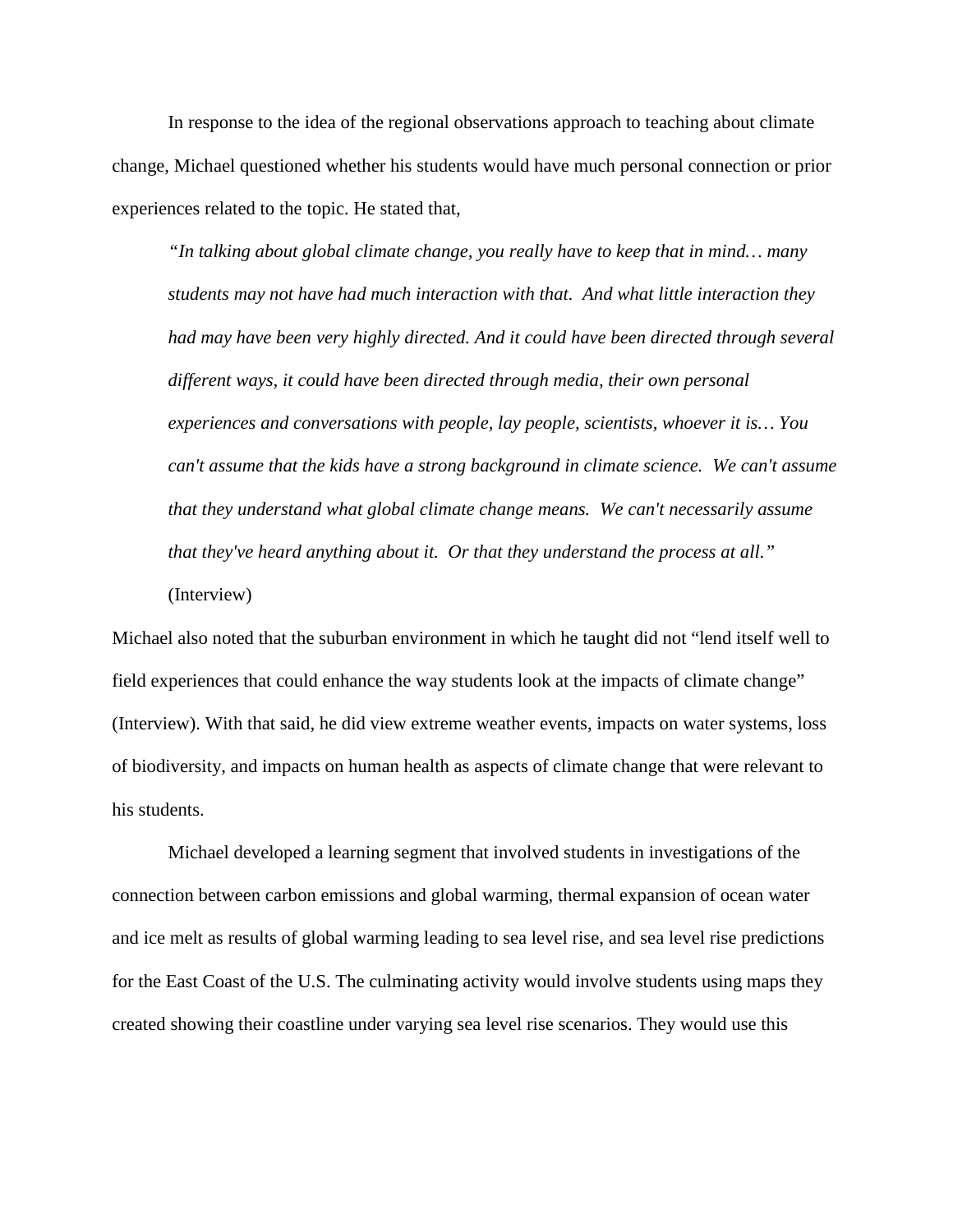In response to the idea of the regional observations approach to teaching about climate change, Michael questioned whether his students would have much personal connection or prior experiences related to the topic. He stated that,

> *"In talking about global climate change, you really have to keep that in mind… many students may not have had much interaction with that. And what little interaction they had may have been very highly directed. And it could have been directed through several different ways, it could have been directed through media, their own personal experiences and conversations with people, lay people, scientists, whoever it is… You can't assume that the kids have a strong background in climate science. We can't assume that they understand what global climate change means. We can't necessarily assume that they've heard anything about it. Or that they understand the process at all."* (Interview)

Michael also noted that the suburban environment in which he taught did not "lend itself well to field experiences that could enhance the way students look at the impacts of climate change" (Interview). With that said, he did view extreme weather events, impacts on water systems, loss of biodiversity, and impacts on human health as aspects of climate change that were relevant to his students.

Michael developed a learning segment that involved students in investigations of the connection between carbon emissions and global warming, thermal expansion of ocean water and ice melt as results of global warming leading to sea level rise, and sea level rise predictions for the East Coast of the U.S. The culminating activity would involve students using maps they created showing their coastline under varying sea level rise scenarios. They would use this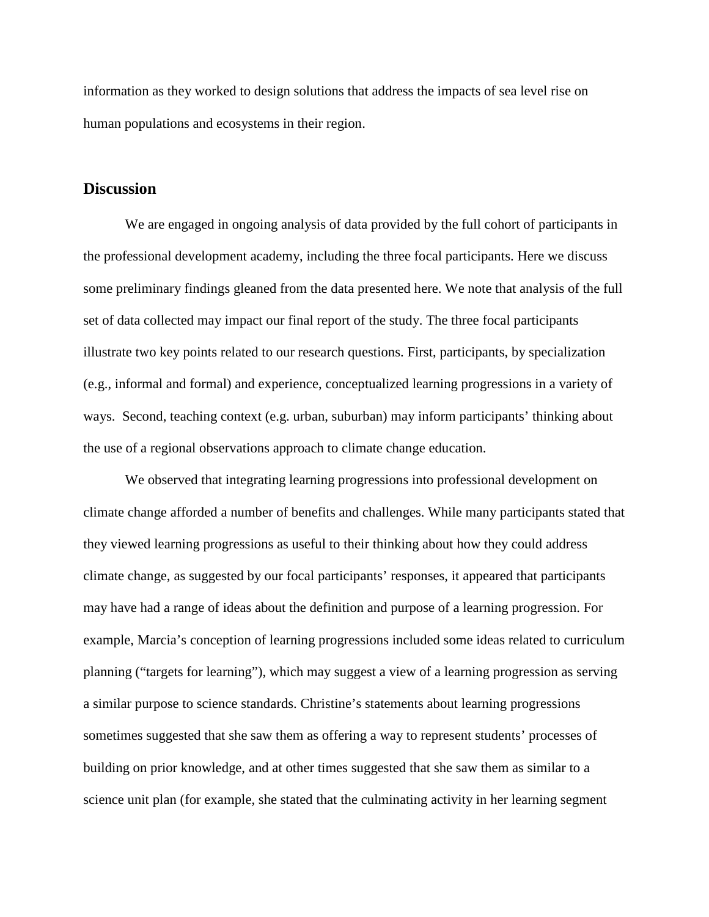information as they worked to design solutions that address the impacts of sea level rise on human populations and ecosystems in their region.

## Discussion

We are engaged in ongoing analysis of data provided by the full cohort of participants in the professional development academy, including the three focal participants. Here we discuss some preliminary findings gleaned from the data presented here. We note that analysis of the full set of data collected may impact our final report of the study. The three focal participants illustrate two key points related to our research questions. First, participants, by specialization (e.g., informal and formal) and experience, conceptualized learning progressions in a variety of ways. Second, teaching context (e.g. urban, suburban) may inform participants' thinking about the use of a regional observations approach to climate change education.

We observed that integrating learning progressions into professional development on climate change afforded a number of benefits and challenges. While many participants stated that they viewed learning progressions as useful to their thinking about how they could address climate change, as suggested by our focal participants' responses, it appeared that participants may have had a range of ideas about the definition and purpose of a learning progression. For example, Marcia's conception of learning progressions included some ideas related to curriculum planning ("targets for learning"), which may suggest a view of a learning progression as serving a similar purpose to science standards. Christine's statements about learning progressions sometimes suggested that she saw them as offering a way to represent students' processes of building on prior knowledge, and at other times suggested that she saw them as similar to a science unit plan (for example, she stated that the culminating activity in her learning segment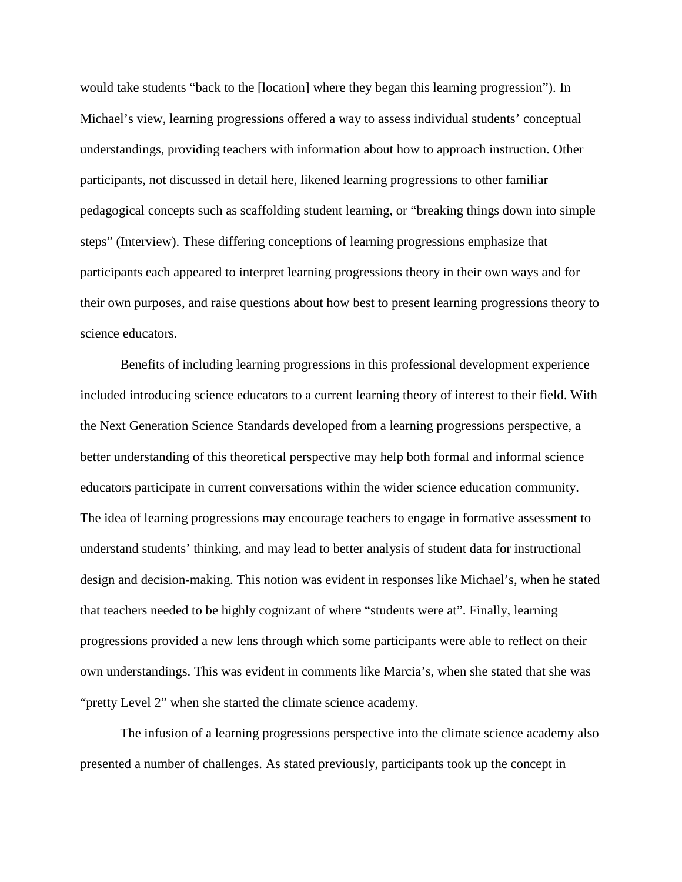would take students "back to the [location] where they began this learning progression"). In Michael's view, learning progressions offered a way to assess individual students' conceptual understandings, providing teachers with information about how to approach instruction. Other participants, not discussed in detail here, likened learning progressions to other familiar pedagogical concepts such as scaffolding student learning, or "breaking things down into simple steps" (Interview). These differing conceptions of learning progressions emphasize that participants each appeared to interpret learning progressions theory in their own ways and for their own purposes, and raise questions about how best to present learning progressions theory to science educators.

Benefits of including learning progressions in this professional development experience included introducing science educators to a current learning theory of interest to their field. With the Next Generation Science Standards developed from a learning progressions perspective, a better understanding of this theoretical perspective may help both formal and informal science educators participate in current conversations within the wider science education community. The idea of learning progressions may encourage teachers to engage in formative assessment to understand students' thinking, and may lead to better analysis of student data for instructional design and decision-making. This notion was evident in responses like Michael's, when he stated that teachers needed to be highly cognizant of where "students were at". Finally, learning progressions provided a new lens through which some participants were able to reflect on their own understandings. This was evident in comments like Marcia's, when she stated that she was "pretty Level 2" when she started the climate science academy.

The infusion of a learning progressions perspective into the climate science academy also presented a number of challenges. As stated previously, participants took up the concept in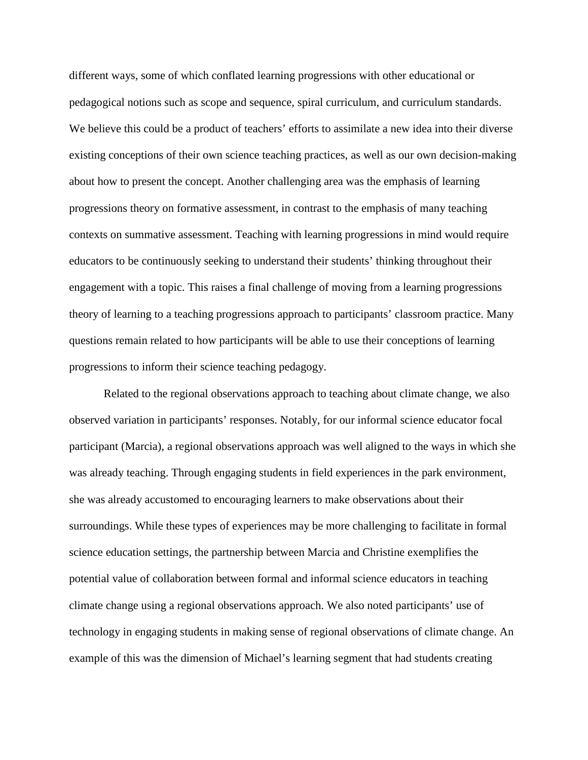different ways, some of which conflated learning progressions with other educational or pedagogical notions such as scope and sequence, spiral curriculum, and curriculum standards. We believe this could be a product of teachers' efforts to assimilate a new idea into their diverse existing conceptions of their own science teaching practices, as well as our own decision-making about how to present the concept. Another challenging area was the emphasis of learning progressions theory on formative assessment, in contrast to the emphasis of many teaching contexts on summative assessment. Teaching with learning progressions in mind would require educators to be continuously seeking to understand their students' thinking throughout their engagement with a topic. This raises a final challenge of moving from a learning progressions theory of learning to a teaching progressions approach to participants' classroom practice. Many questions remain related to how participants will be able to use their conceptions of learning progressions to inform their science teaching pedagogy.

Related to the regional observations approach to teaching about climate change, we also observed variation in participants' responses. Notably, for our informal science educator focal participant (Marcia), a regional observations approach was well aligned to the ways in which she was already teaching. Through engaging students in field experiences in the park environment, she was already accustomed to encouraging learners to make observations about their surroundings. While these types of experiences may be more challenging to facilitate in formal science education settings, the partnership between Marcia and Christine exemplifies the potential value of collaboration between formal and informal science educators in teaching climate change using a regional observations approach. We also noted participants' use of technology in engaging students in making sense of regional observations of climate change. An example of this was the dimension of Michael's learning segment that had students creating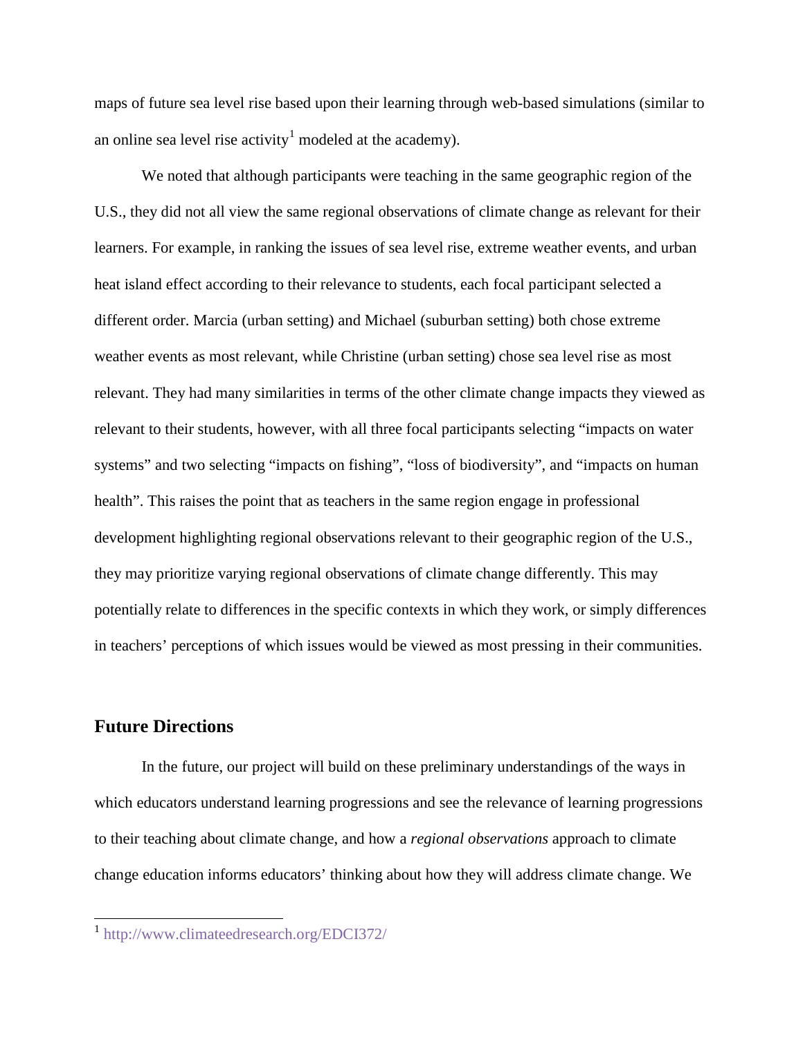maps of future sea level rise based upon their learning through web-based simulations (similar to an online sea level rise activity[1] modeled at the academy).

We noted that although participants were teaching in the same geographic region of the U.S., they did not all view the same regional observations of climate change as relevant for their learners. For example, in ranking the issues of sea level rise, extreme weather events, and urban heat island effect according to their relevance to students, each focal participant selected a different order. Marcia (urban setting) and Michael (suburban setting) both chose extreme weather events as most relevant, while Christine (urban setting) chose sea level rise as most relevant. They had many similarities in terms of the other climate change impacts they viewed as relevant to their students, however, with all three focal participants selecting "impacts on water systems" and two selecting "impacts on fishing", "loss of biodiversity", and "impacts on human health". This raises the point that as teachers in the same region engage in professional development highlighting regional observations relevant to their geographic region of the U.S., they may prioritize varying regional observations of climate change differently. This may potentially relate to differences in the specific contexts in which they work, or simply differences in teachers' perceptions of which issues would be viewed as most pressing in their communities.

## Future Directions

In the future, our project will build on these preliminary understandings of the ways in which educators understand learning progressions and see the relevance of learning progressions to their teaching about climate change, and how a *regional observations* approach to climate change education informs educators' thinking about how they will address climate change. We

---

[1] http://www.climateedresearch.org/EDCI372/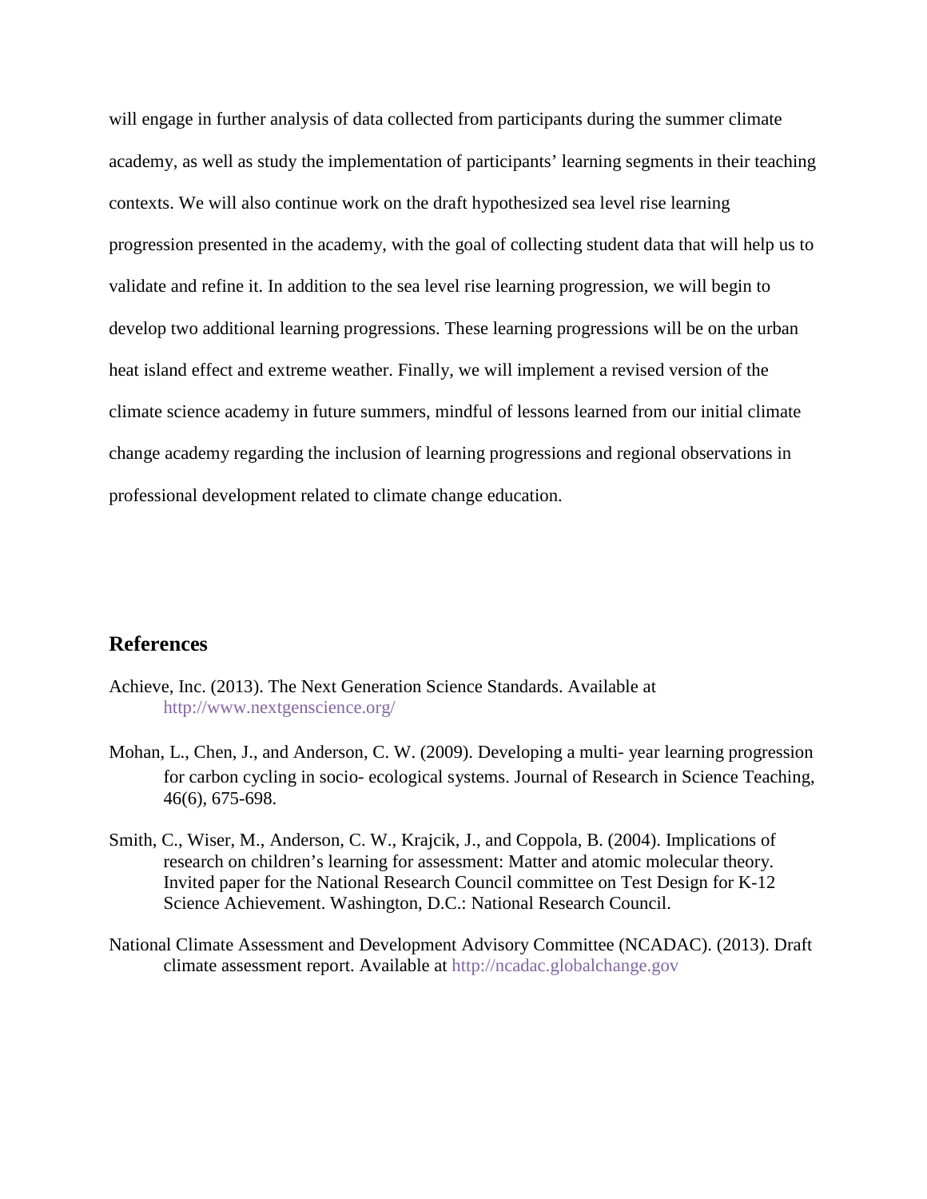will engage in further analysis of data collected from participants during the summer climate academy, as well as study the implementation of participants' learning segments in their teaching contexts. We will also continue work on the draft hypothesized sea level rise learning progression presented in the academy, with the goal of collecting student data that will help us to validate and refine it. In addition to the sea level rise learning progression, we will begin to develop two additional learning progressions. These learning progressions will be on the urban heat island effect and extreme weather. Finally, we will implement a revised version of the climate science academy in future summers, mindful of lessons learned from our initial climate change academy regarding the inclusion of learning progressions and regional observations in professional development related to climate change education.

## References

Achieve, Inc. (2013). The Next Generation Science Standards. Available at http://www.nextgenscience.org/

Mohan, L., Chen, J., and Anderson, C. W. (2009). Developing a multi- year learning progression for carbon cycling in socio- ecological systems. Journal of Research in Science Teaching, 46(6), 675-698.

Smith, C., Wiser, M., Anderson, C. W., Krajcik, J., and Coppola, B. (2004). Implications of research on children's learning for assessment: Matter and atomic molecular theory. Invited paper for the National Research Council committee on Test Design for K-12 Science Achievement. Washington, D.C.: National Research Council.

National Climate Assessment and Development Advisory Committee (NCADAC). (2013). Draft climate assessment report. Available at http://ncadac.globalchange.gov